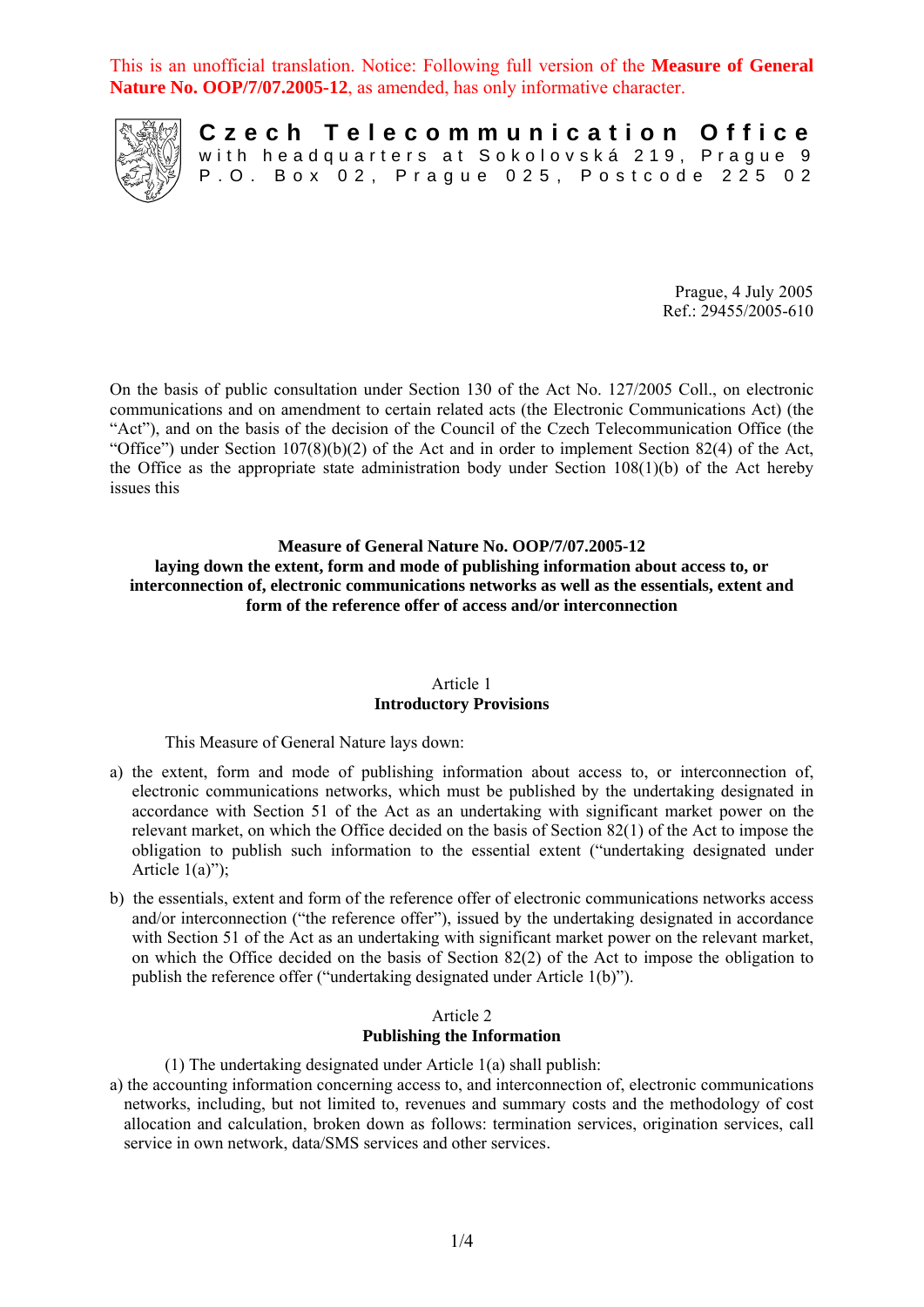This is an unofficial translation. Notice: Following full version of the **Measure of General Nature No. OOP/7/07.2005-12**, as amended, has only informative character.

**Czech Telecommunication Office**
with headquarters at Sokolovská 219, Prague 9
P.O. Box 02, Prague 025, Postcode 225 02

Prague, 4 July 2005
Ref.: 29455/2005-610

On the basis of public consultation under Section 130 of the Act No. 127/2005 Coll., on electronic communications and on amendment to certain related acts (the Electronic Communications Act) (the "Act"), and on the basis of the decision of the Council of the Czech Telecommunication Office (the "Office") under Section 107(8)(b)(2) of the Act and in order to implement Section 82(4) of the Act, the Office as the appropriate state administration body under Section 108(1)(b) of the Act hereby issues this

# Measure of General Nature No. OOP/7/07.2005-12
## laying down the extent, form and mode of publishing information about access to, or interconnection of, electronic communications networks as well as the essentials, extent and form of the reference offer of access and/or interconnection

### Article 1
### Introductory Provisions

This Measure of General Nature lays down:

a) the extent, form and mode of publishing information about access to, or interconnection of, electronic communications networks, which must be published by the undertaking designated in accordance with Section 51 of the Act as an undertaking with significant market power on the relevant market, on which the Office decided on the basis of Section 82(1) of the Act to impose the obligation to publish such information to the essential extent ("undertaking designated under Article 1(a)");

b) the essentials, extent and form of the reference offer of electronic communications networks access and/or interconnection ("the reference offer"), issued by the undertaking designated in accordance with Section 51 of the Act as an undertaking with significant market power on the relevant market, on which the Office decided on the basis of Section 82(2) of the Act to impose the obligation to publish the reference offer ("undertaking designated under Article 1(b)").

### Article 2
### Publishing the Information

(1) The undertaking designated under Article 1(a) shall publish:

a) the accounting information concerning access to, and interconnection of, electronic communications networks, including, but not limited to, revenues and summary costs and the methodology of cost allocation and calculation, broken down as follows: termination services, origination services, call service in own network, data/SMS services and other services.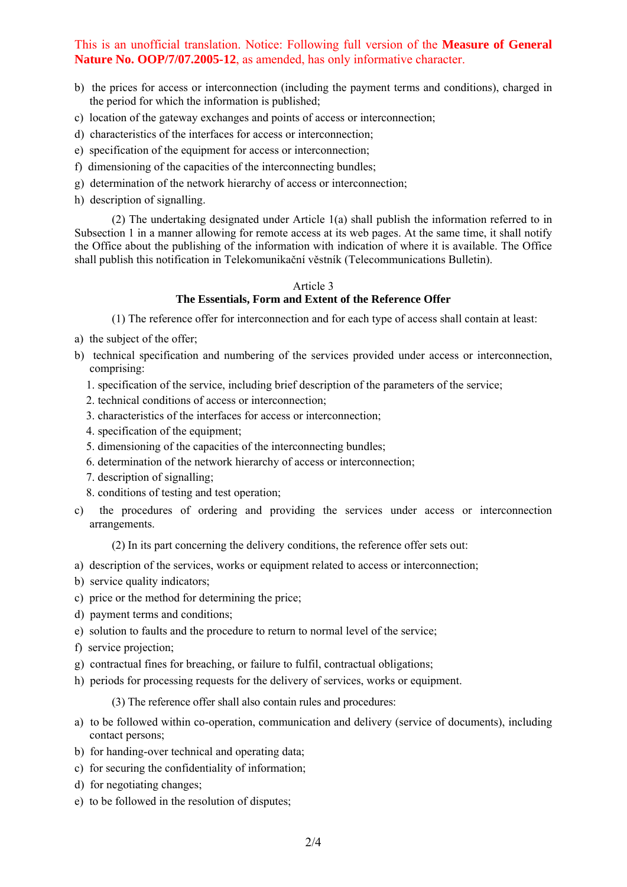This is an unofficial translation. Notice: Following full version of the **Measure of General Nature No. OOP/7/07.2005-12**, as amended, has only informative character.

b) the prices for access or interconnection (including the payment terms and conditions), charged in the period for which the information is published;

c) location of the gateway exchanges and points of access or interconnection;

d) characteristics of the interfaces for access or interconnection;

e) specification of the equipment for access or interconnection;

f) dimensioning of the capacities of the interconnecting bundles;

g) determination of the network hierarchy of access or interconnection;

h) description of signalling.

(2) The undertaking designated under Article 1(a) shall publish the information referred to in Subsection 1 in a manner allowing for remote access at its web pages. At the same time, it shall notify the Office about the publishing of the information with indication of where it is available. The Office shall publish this notification in Telekomunikační věstník (Telecommunications Bulletin).

## Article 3
## The Essentials, Form and Extent of the Reference Offer

(1) The reference offer for interconnection and for each type of access shall contain at least:

a) the subject of the offer;

b) technical specification and numbering of the services provided under access or interconnection, comprising:

1. specification of the service, including brief description of the parameters of the service;
2. technical conditions of access or interconnection;
3. characteristics of the interfaces for access or interconnection;
4. specification of the equipment;
5. dimensioning of the capacities of the interconnecting bundles;
6. determination of the network hierarchy of access or interconnection;
7. description of signalling;
8. conditions of testing and test operation;

c) the procedures of ordering and providing the services under access or interconnection arrangements.

(2) In its part concerning the delivery conditions, the reference offer sets out:

a) description of the services, works or equipment related to access or interconnection;

b) service quality indicators;

c) price or the method for determining the price;

d) payment terms and conditions;

e) solution to faults and the procedure to return to normal level of the service;

f) service projection;

g) contractual fines for breaching, or failure to fulfil, contractual obligations;

h) periods for processing requests for the delivery of services, works or equipment.

(3) The reference offer shall also contain rules and procedures:

a) to be followed within co-operation, communication and delivery (service of documents), including contact persons;

b) for handing-over technical and operating data;

c) for securing the confidentiality of information;

d) for negotiating changes;

e) to be followed in the resolution of disputes;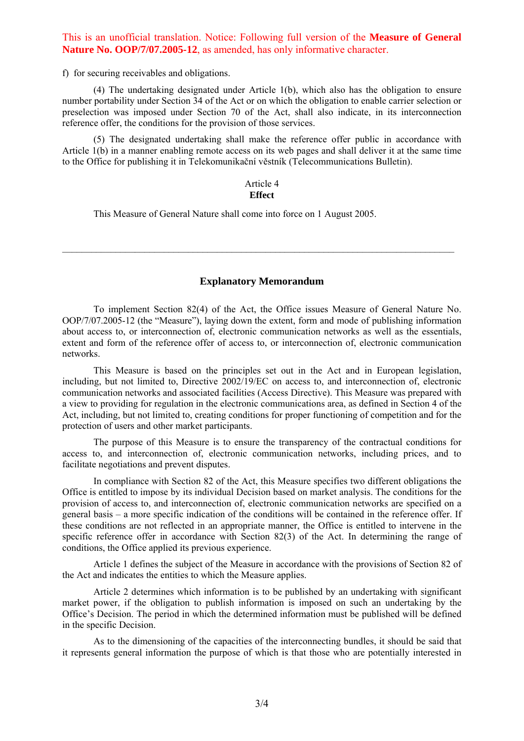f) for securing receivables and obligations.

(4) The undertaking designated under Article 1(b), which also has the obligation to ensure number portability under Section 34 of the Act or on which the obligation to enable carrier selection or preselection was imposed under Section 70 of the Act, shall also indicate, in its interconnection reference offer, the conditions for the provision of those services.

(5) The designated undertaking shall make the reference offer public in accordance with Article 1(b) in a manner enabling remote access on its web pages and shall deliver it at the same time to the Office for publishing it in Telekomunikační věstník (Telecommunications Bulletin).

Article 4
**Effect**

This Measure of General Nature shall come into force on 1 August 2005.

---

## Explanatory Memorandum

To implement Section 82(4) of the Act, the Office issues Measure of General Nature No. OOP/7/07.2005-12 (the "Measure"), laying down the extent, form and mode of publishing information about access to, or interconnection of, electronic communication networks as well as the essentials, extent and form of the reference offer of access to, or interconnection of, electronic communication networks.

This Measure is based on the principles set out in the Act and in European legislation, including, but not limited to, Directive 2002/19/EC on access to, and interconnection of, electronic communication networks and associated facilities (Access Directive). This Measure was prepared with a view to providing for regulation in the electronic communications area, as defined in Section 4 of the Act, including, but not limited to, creating conditions for proper functioning of competition and for the protection of users and other market participants.

The purpose of this Measure is to ensure the transparency of the contractual conditions for access to, and interconnection of, electronic communication networks, including prices, and to facilitate negotiations and prevent disputes.

In compliance with Section 82 of the Act, this Measure specifies two different obligations the Office is entitled to impose by its individual Decision based on market analysis. The conditions for the provision of access to, and interconnection of, electronic communication networks are specified on a general basis – a more specific indication of the conditions will be contained in the reference offer. If these conditions are not reflected in an appropriate manner, the Office is entitled to intervene in the specific reference offer in accordance with Section 82(3) of the Act. In determining the range of conditions, the Office applied its previous experience.

Article 1 defines the subject of the Measure in accordance with the provisions of Section 82 of the Act and indicates the entities to which the Measure applies.

Article 2 determines which information is to be published by an undertaking with significant market power, if the obligation to publish information is imposed on such an undertaking by the Office's Decision. The period in which the determined information must be published will be defined in the specific Decision.

As to the dimensioning of the capacities of the interconnecting bundles, it should be said that it represents general information the purpose of which is that those who are potentially interested in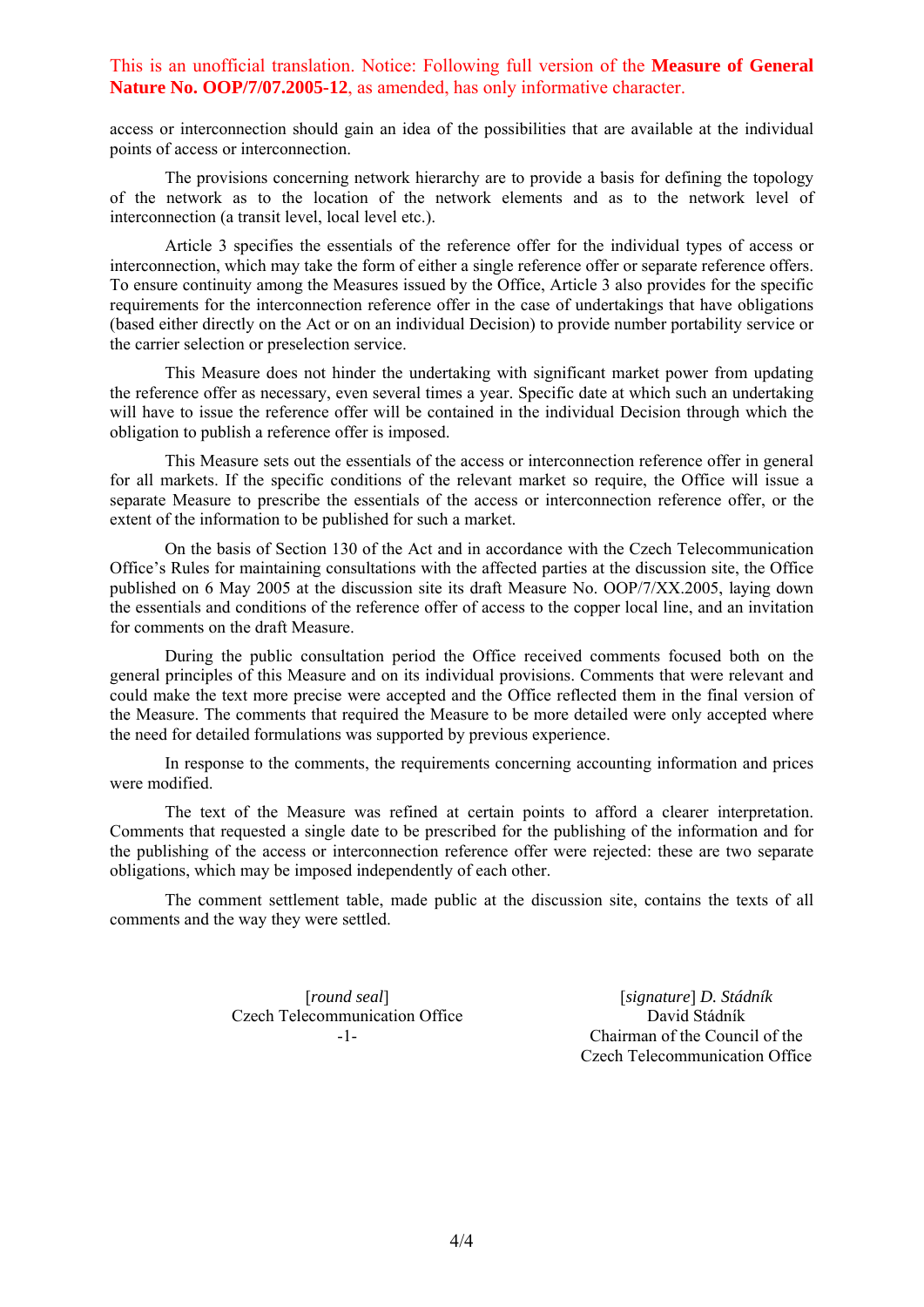This is an unofficial translation. Notice: Following full version of the **Measure of General Nature No. OOP/7/07.2005-12**, as amended, has only informative character.

access or interconnection should gain an idea of the possibilities that are available at the individual points of access or interconnection.

The provisions concerning network hierarchy are to provide a basis for defining the topology of the network as to the location of the network elements and as to the network level of interconnection (a transit level, local level etc.).

Article 3 specifies the essentials of the reference offer for the individual types of access or interconnection, which may take the form of either a single reference offer or separate reference offers. To ensure continuity among the Measures issued by the Office, Article 3 also provides for the specific requirements for the interconnection reference offer in the case of undertakings that have obligations (based either directly on the Act or on an individual Decision) to provide number portability service or the carrier selection or preselection service.

This Measure does not hinder the undertaking with significant market power from updating the reference offer as necessary, even several times a year. Specific date at which such an undertaking will have to issue the reference offer will be contained in the individual Decision through which the obligation to publish a reference offer is imposed.

This Measure sets out the essentials of the access or interconnection reference offer in general for all markets. If the specific conditions of the relevant market so require, the Office will issue a separate Measure to prescribe the essentials of the access or interconnection reference offer, or the extent of the information to be published for such a market.

On the basis of Section 130 of the Act and in accordance with the Czech Telecommunication Office's Rules for maintaining consultations with the affected parties at the discussion site, the Office published on 6 May 2005 at the discussion site its draft Measure No. OOP/7/XX.2005, laying down the essentials and conditions of the reference offer of access to the copper local line, and an invitation for comments on the draft Measure.

During the public consultation period the Office received comments focused both on the general principles of this Measure and on its individual provisions. Comments that were relevant and could make the text more precise were accepted and the Office reflected them in the final version of the Measure. The comments that required the Measure to be more detailed were only accepted where the need for detailed formulations was supported by previous experience.

In response to the comments, the requirements concerning accounting information and prices were modified.

The text of the Measure was refined at certain points to afford a clearer interpretation. Comments that requested a single date to be prescribed for the publishing of the information and for the publishing of the access or interconnection reference offer were rejected: these are two separate obligations, which may be imposed independently of each other.

The comment settlement table, made public at the discussion site, contains the texts of all comments and the way they were settled.

[*round seal*]
Czech Telecommunication Office
-1-

[*signature*] *D. Stádník*
David Stádník
Chairman of the Council of the
Czech Telecommunication Office